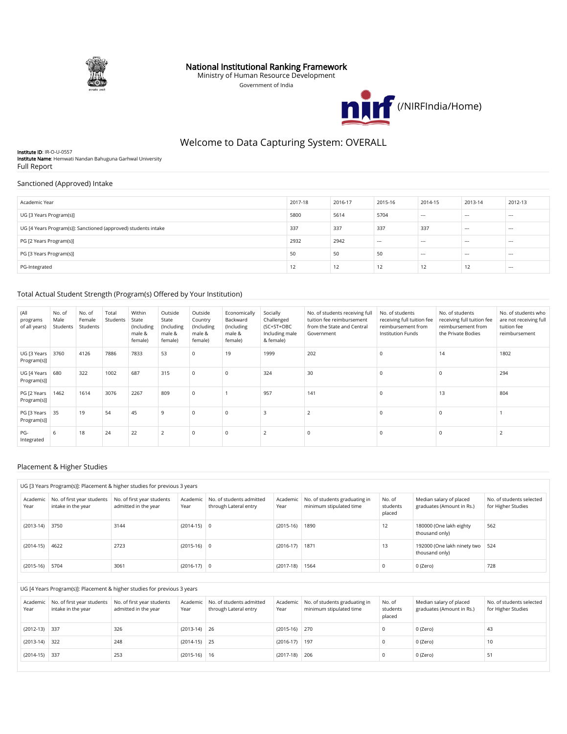# National Institutional Ranking Framework

Ministry of Human Resource Development

Government of India

(/NIRFIndia/Home)

## Welcome to Data Capturing System: OVERALL

**Institute ID**: IR-O-U-0557
**Institute Name**: Hemwati Nandan Bahuguna Garhwal University
Full Report

### Sanctioned (Approved) Intake

| Academic Year | 2017-18 | 2016-17 | 2015-16 | 2014-15 | 2013-14 | 2012-13 |
|---|---|---|---|---|---|---|
| UG [3 Years Program(s)] | 5800 | 5614 | 5704 | --- | --- | --- |
| UG [4 Years Program(s)]: Sanctioned (approved) students intake | 337 | 337 | 337 | 337 | --- | --- |
| PG [2 Years Program(s)] | 2932 | 2942 | --- | --- | --- | --- |
| PG [3 Years Program(s)] | 50 | 50 | 50 | --- | --- | --- |
| PG-Integrated | 12 | 12 | 12 | 12 | 12 | --- |

### Total Actual Student Strength (Program(s) Offered by Your Institution)

| (All programs of all years) | No. of Male Students | No. of Female Students | Total Students | Within State (Including male & female) | Outside State (Including male & female) | Outside Country (Including male & female) | Economically Backward (Including male & female) | Socially Challenged (SC+ST+OBC Including male & female) | No. of students receiving full tuition fee reimbursement from the State and Central Government | No. of students receiving full tuition fee reimbursement from Institution Funds | No. of students receiving full tuition fee reimbursement from the Private Bodies | No. of students who are not receiving full tuition fee reimbursement |
|---|---|---|---|---|---|---|---|---|---|---|---|---|
| UG [3 Years Program(s)] | 3760 | 4126 | 7886 | 7833 | 53 | 0 | 19 | 1999 | 202 | 0 | 14 | 1802 |
| UG [4 Years Program(s)] | 680 | 322 | 1002 | 687 | 315 | 0 | 0 | 324 | 30 | 0 | 0 | 294 |
| PG [2 Years Program(s)] | 1462 | 1614 | 3076 | 2267 | 809 | 0 | 1 | 957 | 141 | 0 | 13 | 804 |
| PG [3 Years Program(s)] | 35 | 19 | 54 | 45 | 9 | 0 | 0 | 3 | 2 | 0 | 0 | 1 |
| PG-Integrated | 6 | 18 | 24 | 22 | 2 | 0 | 0 | 2 | 0 | 0 | 0 | 2 |

### Placement & Higher Studies

UG [3 Years Program(s)]: Placement & higher studies for previous 3 years

| Academic Year | No. of first year students intake in the year | No. of first year students admitted in the year | Academic Year | No. of students admitted through Lateral entry | Academic Year | No. of students graduating in minimum stipulated time | No. of students placed | Median salary of placed graduates (Amount in Rs.) | No. of students selected for Higher Studies |
|---|---|---|---|---|---|---|---|---|---|
| (2013-14) | 3750 | 3144 | (2014-15) | 0 | (2015-16) | 1890 | 12 | 180000 (One lakh eighty thousand only) | 562 |
| (2014-15) | 4622 | 2723 | (2015-16) | 0 | (2016-17) | 1871 | 13 | 192000 (One lakh ninety two thousand only) | 524 |
| (2015-16) | 5704 | 3061 | (2016-17) | 0 | (2017-18) | 1564 | 0 | 0 (Zero) | 728 |

UG [4 Years Program(s)]: Placement & higher studies for previous 3 years

| Academic Year | No. of first year students intake in the year | No. of first year students admitted in the year | Academic Year | No. of students admitted through Lateral entry | Academic Year | No. of students graduating in minimum stipulated time | No. of students placed | Median salary of placed graduates (Amount in Rs.) | No. of students selected for Higher Studies |
|---|---|---|---|---|---|---|---|---|---|
| (2012-13) | 337 | 326 | (2013-14) | 26 | (2015-16) | 270 | 0 | 0 (Zero) | 43 |
| (2013-14) | 322 | 248 | (2014-15) | 25 | (2016-17) | 197 | 0 | 0 (Zero) | 10 |
| (2014-15) | 337 | 253 | (2015-16) | 16 | (2017-18) | 206 | 0 | 0 (Zero) | 51 |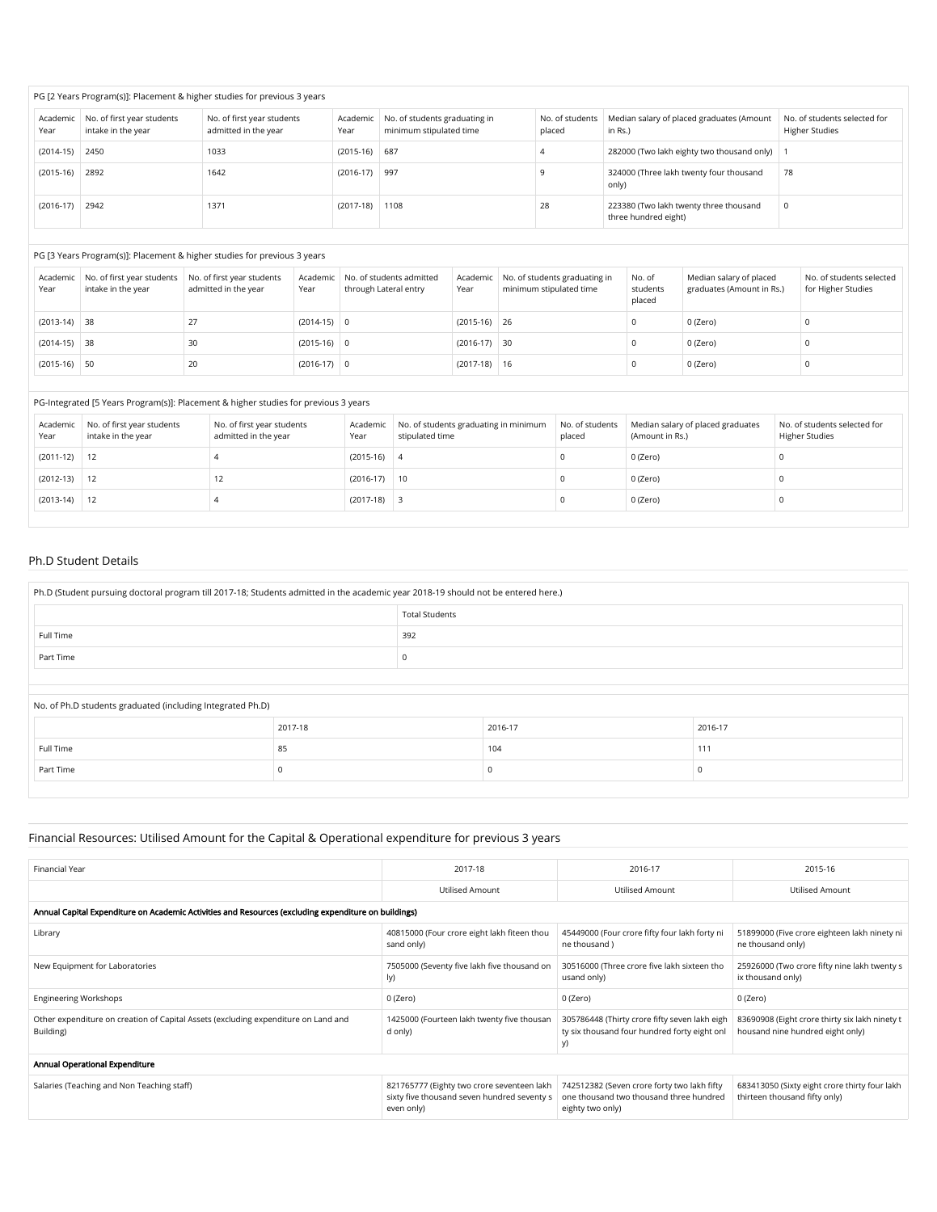PG [2 Years Program(s)]: Placement & higher studies for previous 3 years

| Academic Year | No. of first year students intake in the year | No. of first year students admitted in the year | Academic Year | No. of students graduating in minimum stipulated time | No. of students placed | Median salary of placed graduates (Amount in Rs.) | No. of students selected for Higher Studies |
|---|---|---|---|---|---|---|---|
| (2014-15) | 2450 | 1033 | (2015-16) | 687 | 4 | 282000 (Two lakh eighty two thousand only) | 1 |
| (2015-16) | 2892 | 1642 | (2016-17) | 997 | 9 | 324000 (Three lakh twenty four thousand only) | 78 |
| (2016-17) | 2942 | 1371 | (2017-18) | 1108 | 28 | 223380 (Two lakh twenty three thousand three hundred eight) | 0 |

PG [3 Years Program(s)]: Placement & higher studies for previous 3 years

| Academic Year | No. of first year students intake in the year | No. of first year students admitted in the year | Academic Year | No. of students admitted through Lateral entry | Academic Year | No. of students graduating in minimum stipulated time | No. of students placed | Median salary of placed graduates (Amount in Rs.) | No. of students selected for Higher Studies |
|---|---|---|---|---|---|---|---|---|---|
| (2013-14) | 38 | 27 | (2014-15) | 0 | (2015-16) | 26 | 0 | 0 (Zero) | 0 |
| (2014-15) | 38 | 30 | (2015-16) | 0 | (2016-17) | 30 | 0 | 0 (Zero) | 0 |
| (2015-16) | 50 | 20 | (2016-17) | 0 | (2017-18) | 16 | 0 | 0 (Zero) | 0 |

PG-Integrated [5 Years Program(s)]: Placement & higher studies for previous 3 years

| Academic Year | No. of first year students intake in the year | No. of first year students admitted in the year | Academic Year | No. of students graduating in minimum stipulated time | No. of students placed | Median salary of placed graduates (Amount in Rs.) | No. of students selected for Higher Studies |
|---|---|---|---|---|---|---|---|
| (2011-12) | 12 | 4 | (2015-16) | 4 | 0 | 0 (Zero) | 0 |
| (2012-13) | 12 | 12 | (2016-17) | 10 | 0 | 0 (Zero) | 0 |
| (2013-14) | 12 | 4 | (2017-18) | 3 | 0 | 0 (Zero) | 0 |

## Ph.D Student Details

Ph.D (Student pursuing doctoral program till 2017-18; Students admitted in the academic year 2018-19 should not be entered here.)

| | Total Students |
|---|---|
| Full Time | 392 |
| Part Time | 0 |

No. of Ph.D students graduated (including Integrated Ph.D)

| | 2017-18 | 2016-17 | 2016-17 |
|---|---|---|---|
| Full Time | 85 | 104 | 111 |
| Part Time | 0 | 0 | 0 |

## Financial Resources: Utilised Amount for the Capital & Operational expenditure for previous 3 years

| Financial Year | 2017-18 | 2016-17 | 2015-16 |
|---|---|---|---|
| | Utilised Amount | Utilised Amount | Utilised Amount |
| **Annual Capital Expenditure on Academic Activities and Resources (excluding expenditure on buildings)** | | | |
| Library | 40815000 (Four crore eight lakh fiteen thousand only) | 45449000 (Four crore fifty four lakh forty nine thousand ) | 51899000 (Five crore eighteen lakh ninety nine thousand only) |
| New Equipment for Laboratories | 7505000 (Seventy five lakh five thousand only) | 30516000 (Three crore five lakh sixteen thousand only) | 25926000 (Two crore fifty nine lakh twenty six thousand only) |
| Engineering Workshops | 0 (Zero) | 0 (Zero) | 0 (Zero) |
| Other expenditure on creation of Capital Assets (excluding expenditure on Land and Building) | 1425000 (Fourteen lakh twenty five thousand only) | 305786448 (Thirty crore fifty seven lakh eighty six thousand four hundred forty eight only) | 83690908 (Eight crore thirty six lakh ninety thousand nine hundred eight only) |
| **Annual Operational Expenditure** | | | |
| Salaries (Teaching and Non Teaching staff) | 821765777 (Eighty two crore seventeen lakh sixty five thousand seven hundred seventy seven only) | 742512382 (Seven crore forty two lakh fifty one thousand two thousand three hundred eighty two only) | 683413050 (Sixty eight crore thirty four lakh thirteen thousand fifty only) |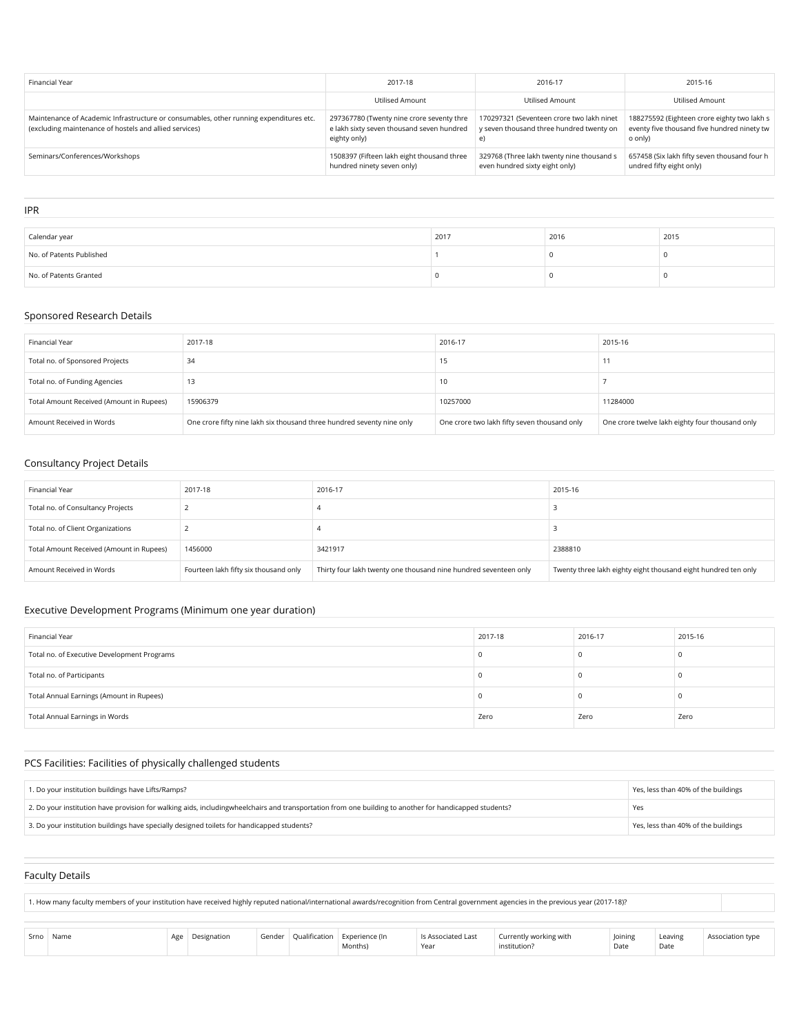| Financial Year | 2017-18 | 2016-17 | 2015-16 |
|---|---|---|---|
| | Utilised Amount | Utilised Amount | Utilised Amount |
| Maintenance of Academic Infrastructure or consumables, other running expenditures etc. (excluding maintenance of hostels and allied services) | 297367780 (Twenty nine crore seventy three lakh sixty seven thousand seven hundred eighty only) | 170297321 (Seventeen crore two lakh ninety seven thousand three hundred twenty one) | 188275592 (Eighteen crore eighty two lakh seventy five thousand five hundred ninety two only) |
| Seminars/Conferences/Workshops | 1508397 (Fifteen lakh eight thousand three hundred ninety seven only) | 329768 (Three lakh twenty nine thousand seven hundred sixty eight only) | 657458 (Six lakh fifty seven thousand four hundred fifty eight only) |

## IPR

| Calendar year | 2017 | 2016 | 2015 |
|---|---|---|---|
| No. of Patents Published | 1 | 0 | 0 |
| No. of Patents Granted | 0 | 0 | 0 |

## Sponsored Research Details

| Financial Year | 2017-18 | 2016-17 | 2015-16 |
|---|---|---|---|
| Total no. of Sponsored Projects | 34 | 15 | 11 |
| Total no. of Funding Agencies | 13 | 10 | 7 |
| Total Amount Received (Amount in Rupees) | 15906379 | 10257000 | 11284000 |
| Amount Received in Words | One crore fifty nine lakh six thousand three hundred seventy nine only | One crore two lakh fifty seven thousand only | One crore twelve lakh eighty four thousand only |

## Consultancy Project Details

| Financial Year | 2017-18 | 2016-17 | 2015-16 |
|---|---|---|---|
| Total no. of Consultancy Projects | 2 | 4 | 3 |
| Total no. of Client Organizations | 2 | 4 | 3 |
| Total Amount Received (Amount in Rupees) | 1456000 | 3421917 | 2388810 |
| Amount Received in Words | Fourteen lakh fifty six thousand only | Thirty four lakh twenty one thousand nine hundred seventeen only | Twenty three lakh eighty eight thousand eight hundred ten only |

## Executive Development Programs (Minimum one year duration)

| Financial Year | 2017-18 | 2016-17 | 2015-16 |
|---|---|---|---|
| Total no. of Executive Development Programs | 0 | 0 | 0 |
| Total no. of Participants | 0 | 0 | 0 |
| Total Annual Earnings (Amount in Rupees) | 0 | 0 | 0 |
| Total Annual Earnings in Words | Zero | Zero | Zero |

## PCS Facilities: Facilities of physically challenged students

| | |
|---|---|
| 1. Do your institution buildings have Lifts/Ramps? | Yes, less than 40% of the buildings |
| 2. Do your institution have provision for walking aids, includingwheelchairs and transportation from one building to another for handicapped students? | Yes |
| 3. Do your institution buildings have specially designed toilets for handicapped students? | Yes, less than 40% of the buildings |

## Faculty Details

| | |
|---|---|
| 1. How many faculty members of your institution have received highly reputed national/international awards/recognition from Central government agencies in the previous year (2017-18)? | |

| Srno | Name | Age | Designation | Gender | Qualification | Experience (In Months) | Is Associated Last Year | Currently working with institution? | Joining Date | Leaving Date | Association type |
|---|---|---|---|---|---|---|---|---|---|---|---|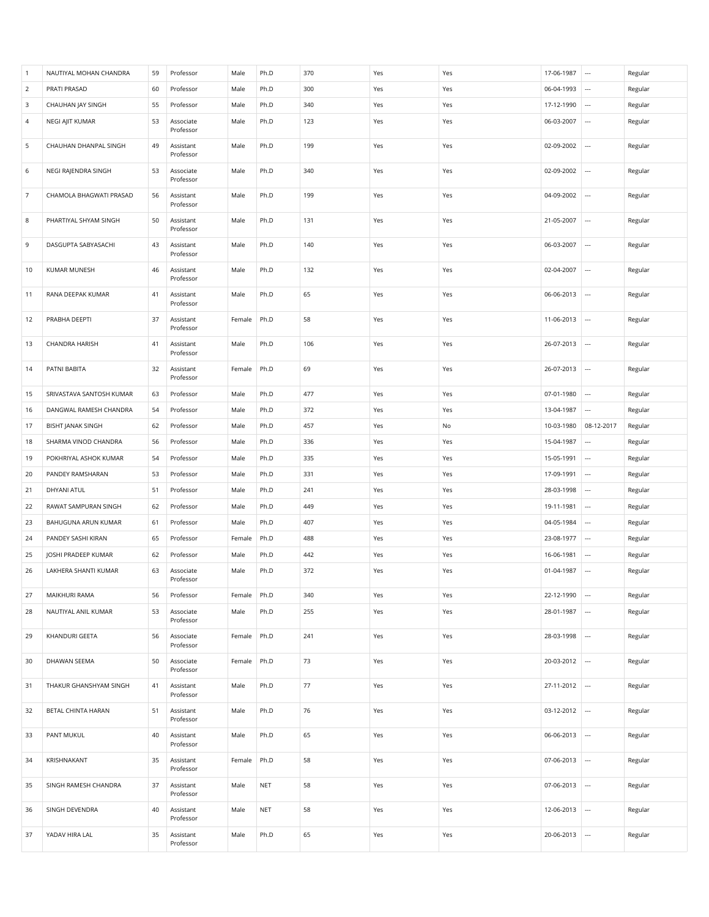| | | | | | | | | | | | |
|---|---|---|---|---|---|---|---|---|---|---|---|
| 1 | NAUTIYAL MOHAN CHANDRA | 59 | Professor | Male | Ph.D | 370 | Yes | Yes | 17-06-1987 | --- | Regular |
| 2 | PRATI PRASAD | 60 | Professor | Male | Ph.D | 300 | Yes | Yes | 06-04-1993 | --- | Regular |
| 3 | CHAUHAN JAY SINGH | 55 | Professor | Male | Ph.D | 340 | Yes | Yes | 17-12-1990 | --- | Regular |
| 4 | NEGI AJIT KUMAR | 53 | Associate Professor | Male | Ph.D | 123 | Yes | Yes | 06-03-2007 | --- | Regular |
| 5 | CHAUHAN DHANPAL SINGH | 49 | Assistant Professor | Male | Ph.D | 199 | Yes | Yes | 02-09-2002 | --- | Regular |
| 6 | NEGI RAJENDRA SINGH | 53 | Associate Professor | Male | Ph.D | 340 | Yes | Yes | 02-09-2002 | --- | Regular |
| 7 | CHAMOLA BHAGWATI PRASAD | 56 | Assistant Professor | Male | Ph.D | 199 | Yes | Yes | 04-09-2002 | --- | Regular |
| 8 | PHARTIYAL SHYAM SINGH | 50 | Assistant Professor | Male | Ph.D | 131 | Yes | Yes | 21-05-2007 | --- | Regular |
| 9 | DASGUPTA SABYASACHI | 43 | Assistant Professor | Male | Ph.D | 140 | Yes | Yes | 06-03-2007 | --- | Regular |
| 10 | KUMAR MUNESH | 46 | Assistant Professor | Male | Ph.D | 132 | Yes | Yes | 02-04-2007 | --- | Regular |
| 11 | RANA DEEPAK KUMAR | 41 | Assistant Professor | Male | Ph.D | 65 | Yes | Yes | 06-06-2013 | --- | Regular |
| 12 | PRABHA DEEPTI | 37 | Assistant Professor | Female | Ph.D | 58 | Yes | Yes | 11-06-2013 | --- | Regular |
| 13 | CHANDRA HARISH | 41 | Assistant Professor | Male | Ph.D | 106 | Yes | Yes | 26-07-2013 | --- | Regular |
| 14 | PATNI BABITA | 32 | Assistant Professor | Female | Ph.D | 69 | Yes | Yes | 26-07-2013 | --- | Regular |
| 15 | SRIVASTAVA SANTOSH KUMAR | 63 | Professor | Male | Ph.D | 477 | Yes | Yes | 07-01-1980 | --- | Regular |
| 16 | DANGWAL RAMESH CHANDRA | 54 | Professor | Male | Ph.D | 372 | Yes | Yes | 13-04-1987 | --- | Regular |
| 17 | BISHT JANAK SINGH | 62 | Professor | Male | Ph.D | 457 | Yes | No | 10-03-1980 | 08-12-2017 | Regular |
| 18 | SHARMA VINOD CHANDRA | 56 | Professor | Male | Ph.D | 336 | Yes | Yes | 15-04-1987 | --- | Regular |
| 19 | POKHRIYAL ASHOK KUMAR | 54 | Professor | Male | Ph.D | 335 | Yes | Yes | 15-05-1991 | --- | Regular |
| 20 | PANDEY RAMSHARAN | 53 | Professor | Male | Ph.D | 331 | Yes | Yes | 17-09-1991 | --- | Regular |
| 21 | DHYANI ATUL | 51 | Professor | Male | Ph.D | 241 | Yes | Yes | 28-03-1998 | --- | Regular |
| 22 | RAWAT SAMPURAN SINGH | 62 | Professor | Male | Ph.D | 449 | Yes | Yes | 19-11-1981 | --- | Regular |
| 23 | BAHUGUNA ARUN KUMAR | 61 | Professor | Male | Ph.D | 407 | Yes | Yes | 04-05-1984 | --- | Regular |
| 24 | PANDEY SASHI KIRAN | 65 | Professor | Female | Ph.D | 488 | Yes | Yes | 23-08-1977 | --- | Regular |
| 25 | JOSHI PRADEEP KUMAR | 62 | Professor | Male | Ph.D | 442 | Yes | Yes | 16-06-1981 | --- | Regular |
| 26 | LAKHERA SHANTI KUMAR | 63 | Associate Professor | Male | Ph.D | 372 | Yes | Yes | 01-04-1987 | --- | Regular |
| 27 | MAIKHURI RAMA | 56 | Professor | Female | Ph.D | 340 | Yes | Yes | 22-12-1990 | --- | Regular |
| 28 | NAUTIYAL ANIL KUMAR | 53 | Associate Professor | Male | Ph.D | 255 | Yes | Yes | 28-01-1987 | --- | Regular |
| 29 | KHANDURI GEETA | 56 | Associate Professor | Female | Ph.D | 241 | Yes | Yes | 28-03-1998 | --- | Regular |
| 30 | DHAWAN SEEMA | 50 | Associate Professor | Female | Ph.D | 73 | Yes | Yes | 20-03-2012 | --- | Regular |
| 31 | THAKUR GHANSHYAM SINGH | 41 | Assistant Professor | Male | Ph.D | 77 | Yes | Yes | 27-11-2012 | --- | Regular |
| 32 | BETAL CHINTA HARAN | 51 | Assistant Professor | Male | Ph.D | 76 | Yes | Yes | 03-12-2012 | --- | Regular |
| 33 | PANT MUKUL | 40 | Assistant Professor | Male | Ph.D | 65 | Yes | Yes | 06-06-2013 | --- | Regular |
| 34 | KRISHNAKANT | 35 | Assistant Professor | Female | Ph.D | 58 | Yes | Yes | 07-06-2013 | --- | Regular |
| 35 | SINGH RAMESH CHANDRA | 37 | Assistant Professor | Male | NET | 58 | Yes | Yes | 07-06-2013 | --- | Regular |
| 36 | SINGH DEVENDRA | 40 | Assistant Professor | Male | NET | 58 | Yes | Yes | 12-06-2013 | --- | Regular |
| 37 | YADAV HIRA LAL | 35 | Assistant Professor | Male | Ph.D | 65 | Yes | Yes | 20-06-2013 | --- | Regular |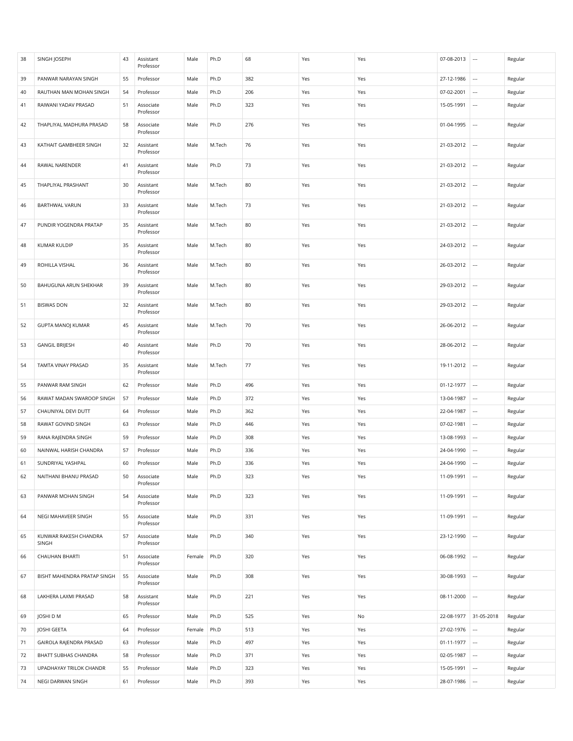| | | | | | | | | | | | |
|---|---|---|---|---|---|---|---|---|---|---|---|
| 38 | SINGH JOSEPH | 43 | Assistant Professor | Male | Ph.D | 68 | Yes | Yes | 07-08-2013 | --- | Regular |
| 39 | PANWAR NARAYAN SINGH | 55 | Professor | Male | Ph.D | 382 | Yes | Yes | 27-12-1986 | --- | Regular |
| 40 | RAUTHAN MAN MOHAN SINGH | 54 | Professor | Male | Ph.D | 206 | Yes | Yes | 07-02-2001 | --- | Regular |
| 41 | RAIWANI YADAV PRASAD | 51 | Associate Professor | Male | Ph.D | 323 | Yes | Yes | 15-05-1991 | --- | Regular |
| 42 | THAPLIYAL MADHURA PRASAD | 58 | Associate Professor | Male | Ph.D | 276 | Yes | Yes | 01-04-1995 | --- | Regular |
| 43 | KATHAIT GAMBHEER SINGH | 32 | Assistant Professor | Male | M.Tech | 76 | Yes | Yes | 21-03-2012 | --- | Regular |
| 44 | RAWAL NARENDER | 41 | Assistant Professor | Male | Ph.D | 73 | Yes | Yes | 21-03-2012 | --- | Regular |
| 45 | THAPLIYAL PRASHANT | 30 | Assistant Professor | Male | M.Tech | 80 | Yes | Yes | 21-03-2012 | --- | Regular |
| 46 | BARTHWAL VARUN | 33 | Assistant Professor | Male | M.Tech | 73 | Yes | Yes | 21-03-2012 | --- | Regular |
| 47 | PUNDIR YOGENDRA PRATAP | 35 | Assistant Professor | Male | M.Tech | 80 | Yes | Yes | 21-03-2012 | --- | Regular |
| 48 | KUMAR KULDIP | 35 | Assistant Professor | Male | M.Tech | 80 | Yes | Yes | 24-03-2012 | --- | Regular |
| 49 | ROHILLA VISHAL | 36 | Assistant Professor | Male | M.Tech | 80 | Yes | Yes | 26-03-2012 | --- | Regular |
| 50 | BAHUGUNA ARUN SHEKHAR | 39 | Assistant Professor | Male | M.Tech | 80 | Yes | Yes | 29-03-2012 | --- | Regular |
| 51 | BISWAS DON | 32 | Assistant Professor | Male | M.Tech | 80 | Yes | Yes | 29-03-2012 | --- | Regular |
| 52 | GUPTA MANOJ KUMAR | 45 | Assistant Professor | Male | M.Tech | 70 | Yes | Yes | 26-06-2012 | --- | Regular |
| 53 | GANGIL BRIJESH | 40 | Assistant Professor | Male | Ph.D | 70 | Yes | Yes | 28-06-2012 | --- | Regular |
| 54 | TAMTA VINAY PRASAD | 35 | Assistant Professor | Male | M.Tech | 77 | Yes | Yes | 19-11-2012 | --- | Regular |
| 55 | PANWAR RAM SINGH | 62 | Professor | Male | Ph.D | 496 | Yes | Yes | 01-12-1977 | --- | Regular |
| 56 | RAWAT MADAN SWAROOP SINGH | 57 | Professor | Male | Ph.D | 372 | Yes | Yes | 13-04-1987 | --- | Regular |
| 57 | CHAUNIYAL DEVI DUTT | 64 | Professor | Male | Ph.D | 362 | Yes | Yes | 22-04-1987 | --- | Regular |
| 58 | RAWAT GOVIND SINGH | 63 | Professor | Male | Ph.D | 446 | Yes | Yes | 07-02-1981 | --- | Regular |
| 59 | RANA RAJENDRA SINGH | 59 | Professor | Male | Ph.D | 308 | Yes | Yes | 13-08-1993 | --- | Regular |
| 60 | NAINWAL HARISH CHANDRA | 57 | Professor | Male | Ph.D | 336 | Yes | Yes | 24-04-1990 | --- | Regular |
| 61 | SUNDRIYAL YASHPAL | 60 | Professor | Male | Ph.D | 336 | Yes | Yes | 24-04-1990 | --- | Regular |
| 62 | NAITHANI BHANU PRASAD | 50 | Associate Professor | Male | Ph.D | 323 | Yes | Yes | 11-09-1991 | --- | Regular |
| 63 | PANWAR MOHAN SINGH | 54 | Associate Professor | Male | Ph.D | 323 | Yes | Yes | 11-09-1991 | --- | Regular |
| 64 | NEGI MAHAVEER SINGH | 55 | Associate Professor | Male | Ph.D | 331 | Yes | Yes | 11-09-1991 | --- | Regular |
| 65 | KUNWAR RAKESH CHANDRA SINGH | 57 | Associate Professor | Male | Ph.D | 340 | Yes | Yes | 23-12-1990 | --- | Regular |
| 66 | CHAUHAN BHARTI | 51 | Associate Professor | Female | Ph.D | 320 | Yes | Yes | 06-08-1992 | --- | Regular |
| 67 | BISHT MAHENDRA PRATAP SINGH | 55 | Associate Professor | Male | Ph.D | 308 | Yes | Yes | 30-08-1993 | --- | Regular |
| 68 | LAKHERA LAXMI PRASAD | 58 | Assistant Professor | Male | Ph.D | 221 | Yes | Yes | 08-11-2000 | --- | Regular |
| 69 | JOSHI D M | 65 | Professor | Male | Ph.D | 525 | Yes | No | 22-08-1977 | 31-05-2018 | Regular |
| 70 | JOSHI GEETA | 64 | Professor | Female | Ph.D | 513 | Yes | Yes | 27-02-1976 | --- | Regular |
| 71 | GAIROLA RAJENDRA PRASAD | 63 | Professor | Male | Ph.D | 497 | Yes | Yes | 01-11-1977 | --- | Regular |
| 72 | BHATT SUBHAS CHANDRA | 58 | Professor | Male | Ph.D | 371 | Yes | Yes | 02-05-1987 | --- | Regular |
| 73 | UPADHAYAY TRILOK CHANDR | 55 | Professor | Male | Ph.D | 323 | Yes | Yes | 15-05-1991 | --- | Regular |
| 74 | NEGI DARWAN SINGH | 61 | Professor | Male | Ph.D | 393 | Yes | Yes | 28-07-1986 | --- | Regular |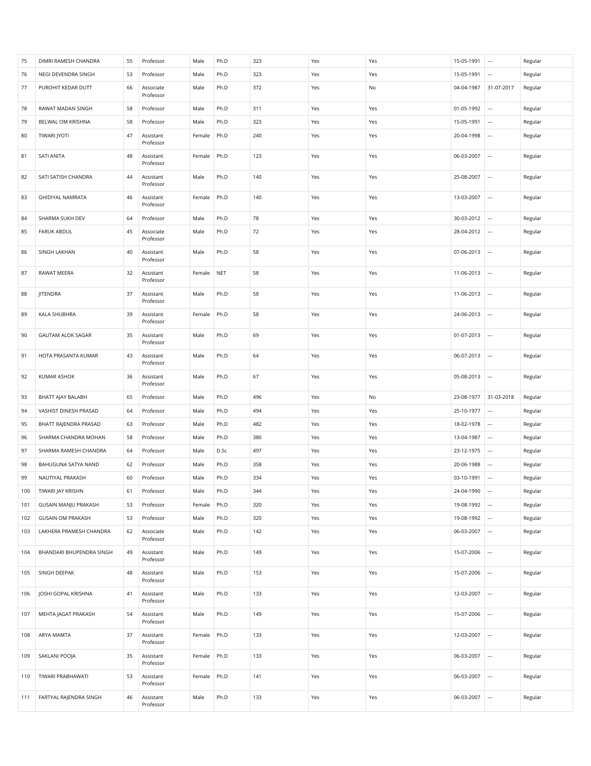| | | | | | | | | | | | |
|---|---|---|---|---|---|---|---|---|---|---|---|
| 75 | DIMRI RAMESH CHANDRA | 55 | Professor | Male | Ph.D | 323 | Yes | Yes | 15-05-1991 | --- | Regular |
| 76 | NEGI DEVENDRA SINGH | 53 | Professor | Male | Ph.D | 323 | Yes | Yes | 15-05-1991 | --- | Regular |
| 77 | PUROHIT KEDAR DUTT | 66 | Associate Professor | Male | Ph.D | 372 | Yes | No | 04-04-1987 | 31-07-2017 | Regular |
| 78 | RAWAT MADAN SINGH | 58 | Professor | Male | Ph.D | 311 | Yes | Yes | 01-05-1992 | --- | Regular |
| 79 | BELWAL OM KRISHNA | 58 | Professor | Male | Ph.D | 323 | Yes | Yes | 15-05-1991 | --- | Regular |
| 80 | TIWARI JYOTI | 47 | Assistant Professor | Female | Ph.D | 240 | Yes | Yes | 20-04-1998 | --- | Regular |
| 81 | SATI ANITA | 48 | Assistant Professor | Female | Ph.D | 123 | Yes | Yes | 06-03-2007 | --- | Regular |
| 82 | SATI SATISH CHANDRA | 44 | Assistant Professor | Male | Ph.D | 140 | Yes | Yes | 25-08-2007 | --- | Regular |
| 83 | GHIDIYAL NAMRATA | 46 | Assistant Professor | Female | Ph.D | 140 | Yes | Yes | 13-03-2007 | --- | Regular |
| 84 | SHARMA SUKH DEV | 64 | Professor | Male | Ph.D | 78 | Yes | Yes | 30-03-2012 | --- | Regular |
| 85 | FARUK ABDUL | 45 | Associate Professor | Male | Ph.D | 72 | Yes | Yes | 28-04-2012 | --- | Regular |
| 86 | SINGH LAKHAN | 40 | Assistant Professor | Male | Ph.D | 58 | Yes | Yes | 07-06-2013 | --- | Regular |
| 87 | RAWAT MEERA | 32 | Assistant Professor | Female | NET | 58 | Yes | Yes | 11-06-2013 | --- | Regular |
| 88 | JITENDRA | 37 | Assistant Professor | Male | Ph.D | 58 | Yes | Yes | 11-06-2013 | --- | Regular |
| 89 | KALA SHUBHRA | 39 | Assistant Professor | Female | Ph.D | 58 | Yes | Yes | 24-06-2013 | --- | Regular |
| 90 | GAUTAM ALOK SAGAR | 35 | Assistant Professor | Male | Ph.D | 69 | Yes | Yes | 01-07-2013 | --- | Regular |
| 91 | HOTA PRASANTA KUMAR | 43 | Assistant Professor | Male | Ph.D | 64 | Yes | Yes | 06-07-2013 | --- | Regular |
| 92 | KUMAR ASHOK | 36 | Assistant Professor | Male | Ph.D | 67 | Yes | Yes | 05-08-2013 | --- | Regular |
| 93 | BHATT AJAY BALABH | 65 | Professor | Male | Ph.D | 496 | Yes | No | 23-08-1977 | 31-03-2018 | Regular |
| 94 | VASHIST DINESH PRASAD | 64 | Professor | Male | Ph.D | 494 | Yes | Yes | 25-10-1977 | --- | Regular |
| 95 | BHATT RAJENDRA PRASAD | 63 | Professor | Male | Ph.D | 482 | Yes | Yes | 18-02-1978 | --- | Regular |
| 96 | SHARMA CHANDRA MOHAN | 58 | Professor | Male | Ph.D | 380 | Yes | Yes | 13-04-1987 | --- | Regular |
| 97 | SHARMA RAMESH CHANDRA | 64 | Professor | Male | D.Sc | 497 | Yes | Yes | 23-12-1975 | --- | Regular |
| 98 | BAHUGUNA SATYA NAND | 62 | Professor | Male | Ph.D | 358 | Yes | Yes | 20-06-1988 | --- | Regular |
| 99 | NAUTIYAL PRAKASH | 60 | Professor | Male | Ph.D | 334 | Yes | Yes | 03-10-1991 | --- | Regular |
| 100 | TIWARI JAY KRISHN | 61 | Professor | Male | Ph.D | 344 | Yes | Yes | 24-04-1990 | --- | Regular |
| 101 | GUSAIN MANJU PRAKASH | 53 | Professor | Female | Ph.D | 320 | Yes | Yes | 19-08-1992 | --- | Regular |
| 102 | GUSAIN OM PRAKASH | 53 | Professor | Male | Ph.D | 320 | Yes | Yes | 19-08-1992 | --- | Regular |
| 103 | LAKHERA PRAMESH CHANDRA | 62 | Associate Professor | Male | Ph.D | 142 | Yes | Yes | 06-03-2007 | --- | Regular |
| 104 | BHANDARI BHUPENDRA SINGH | 49 | Assistant Professor | Male | Ph.D | 149 | Yes | Yes | 15-07-2006 | --- | Regular |
| 105 | SINGH DEEPAK | 48 | Assistant Professor | Male | Ph.D | 153 | Yes | Yes | 15-07-2006 | --- | Regular |
| 106 | JOSHI GOPAL KRISHNA | 41 | Assistant Professor | Male | Ph.D | 133 | Yes | Yes | 12-03-2007 | --- | Regular |
| 107 | MEHTA JAGAT PRAKASH | 54 | Assistant Professor | Male | Ph.D | 149 | Yes | Yes | 15-07-2006 | --- | Regular |
| 108 | ARYA MAMTA | 37 | Assistant Professor | Female | Ph.D | 133 | Yes | Yes | 12-03-2007 | --- | Regular |
| 109 | SAKLANI POOJA | 35 | Assistant Professor | Female | Ph.D | 133 | Yes | Yes | 06-03-2007 | --- | Regular |
| 110 | TIWARI PRABHAWATI | 53 | Assistant Professor | Female | Ph.D | 141 | Yes | Yes | 06-03-2007 | --- | Regular |
| 111 | FARTYAL RAJENDRA SINGH | 46 | Assistant Professor | Male | Ph.D | 133 | Yes | Yes | 06-03-2007 | --- | Regular |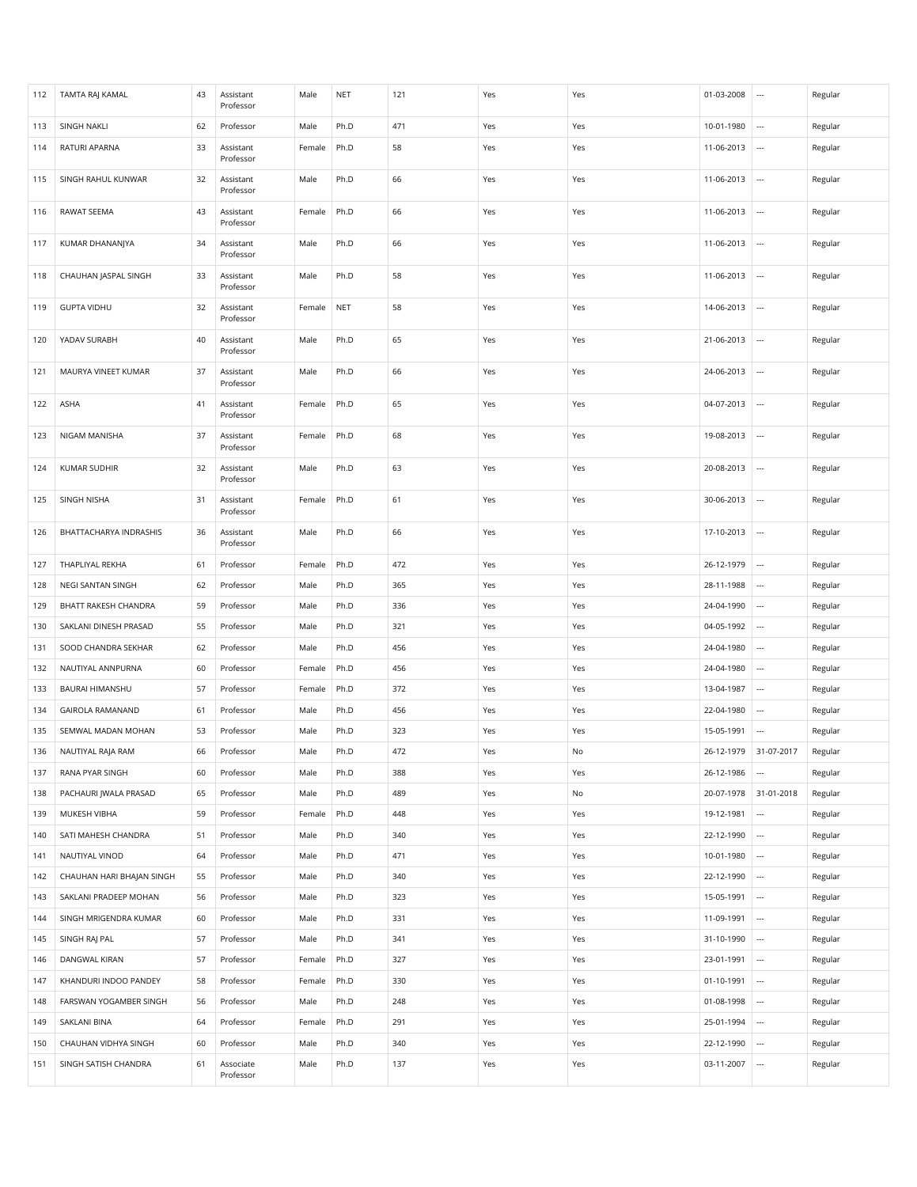| 112 | TAMTA RAJ KAMAL | 43 | Assistant Professor | Male | NET | 121 | Yes | Yes | 01-03-2008 | --- | Regular |
|---|---|---|---|---|---|---|---|---|---|---|---|
| 113 | SINGH NAKLI | 62 | Professor | Male | Ph.D | 471 | Yes | Yes | 10-01-1980 | --- | Regular |
| 114 | RATURI APARNA | 33 | Assistant Professor | Female | Ph.D | 58 | Yes | Yes | 11-06-2013 | --- | Regular |
| 115 | SINGH RAHUL KUNWAR | 32 | Assistant Professor | Male | Ph.D | 66 | Yes | Yes | 11-06-2013 | --- | Regular |
| 116 | RAWAT SEEMA | 43 | Assistant Professor | Female | Ph.D | 66 | Yes | Yes | 11-06-2013 | --- | Regular |
| 117 | KUMAR DHANANJYA | 34 | Assistant Professor | Male | Ph.D | 66 | Yes | Yes | 11-06-2013 | --- | Regular |
| 118 | CHAUHAN JASPAL SINGH | 33 | Assistant Professor | Male | Ph.D | 58 | Yes | Yes | 11-06-2013 | --- | Regular |
| 119 | GUPTA VIDHU | 32 | Assistant Professor | Female | NET | 58 | Yes | Yes | 14-06-2013 | --- | Regular |
| 120 | YADAV SURABH | 40 | Assistant Professor | Male | Ph.D | 65 | Yes | Yes | 21-06-2013 | --- | Regular |
| 121 | MAURYA VINEET KUMAR | 37 | Assistant Professor | Male | Ph.D | 66 | Yes | Yes | 24-06-2013 | --- | Regular |
| 122 | ASHA | 41 | Assistant Professor | Female | Ph.D | 65 | Yes | Yes | 04-07-2013 | --- | Regular |
| 123 | NIGAM MANISHA | 37 | Assistant Professor | Female | Ph.D | 68 | Yes | Yes | 19-08-2013 | --- | Regular |
| 124 | KUMAR SUDHIR | 32 | Assistant Professor | Male | Ph.D | 63 | Yes | Yes | 20-08-2013 | --- | Regular |
| 125 | SINGH NISHA | 31 | Assistant Professor | Female | Ph.D | 61 | Yes | Yes | 30-06-2013 | --- | Regular |
| 126 | BHATTACHARYA INDRASHIS | 36 | Assistant Professor | Male | Ph.D | 66 | Yes | Yes | 17-10-2013 | --- | Regular |
| 127 | THAPLIYAL REKHA | 61 | Professor | Female | Ph.D | 472 | Yes | Yes | 26-12-1979 | --- | Regular |
| 128 | NEGI SANTAN SINGH | 62 | Professor | Male | Ph.D | 365 | Yes | Yes | 28-11-1988 | --- | Regular |
| 129 | BHATT RAKESH CHANDRA | 59 | Professor | Male | Ph.D | 336 | Yes | Yes | 24-04-1990 | --- | Regular |
| 130 | SAKLANI DINESH PRASAD | 55 | Professor | Male | Ph.D | 321 | Yes | Yes | 04-05-1992 | --- | Regular |
| 131 | SOOD CHANDRA SEKHAR | 62 | Professor | Male | Ph.D | 456 | Yes | Yes | 24-04-1980 | --- | Regular |
| 132 | NAUTIYAL ANNPURNA | 60 | Professor | Female | Ph.D | 456 | Yes | Yes | 24-04-1980 | --- | Regular |
| 133 | BAURAI HIMANSHU | 57 | Professor | Female | Ph.D | 372 | Yes | Yes | 13-04-1987 | --- | Regular |
| 134 | GAIROLA RAMANAND | 61 | Professor | Male | Ph.D | 456 | Yes | Yes | 22-04-1980 | --- | Regular |
| 135 | SEMWAL MADAN MOHAN | 53 | Professor | Male | Ph.D | 323 | Yes | Yes | 15-05-1991 | --- | Regular |
| 136 | NAUTIYAL RAJA RAM | 66 | Professor | Male | Ph.D | 472 | Yes | No | 26-12-1979 | 31-07-2017 | Regular |
| 137 | RANA PYAR SINGH | 60 | Professor | Male | Ph.D | 388 | Yes | Yes | 26-12-1986 | --- | Regular |
| 138 | PACHAURI JWALA PRASAD | 65 | Professor | Male | Ph.D | 489 | Yes | No | 20-07-1978 | 31-01-2018 | Regular |
| 139 | MUKESH VIBHA | 59 | Professor | Female | Ph.D | 448 | Yes | Yes | 19-12-1981 | --- | Regular |
| 140 | SATI MAHESH CHANDRA | 51 | Professor | Male | Ph.D | 340 | Yes | Yes | 22-12-1990 | --- | Regular |
| 141 | NAUTIYAL VINOD | 64 | Professor | Male | Ph.D | 471 | Yes | Yes | 10-01-1980 | --- | Regular |
| 142 | CHAUHAN HARI BHAJAN SINGH | 55 | Professor | Male | Ph.D | 340 | Yes | Yes | 22-12-1990 | --- | Regular |
| 143 | SAKLANI PRADEEP MOHAN | 56 | Professor | Male | Ph.D | 323 | Yes | Yes | 15-05-1991 | --- | Regular |
| 144 | SINGH MRIGENDRA KUMAR | 60 | Professor | Male | Ph.D | 331 | Yes | Yes | 11-09-1991 | --- | Regular |
| 145 | SINGH RAJ PAL | 57 | Professor | Male | Ph.D | 341 | Yes | Yes | 31-10-1990 | --- | Regular |
| 146 | DANGWAL KIRAN | 57 | Professor | Female | Ph.D | 327 | Yes | Yes | 23-01-1991 | --- | Regular |
| 147 | KHANDURI INDOO PANDEY | 58 | Professor | Female | Ph.D | 330 | Yes | Yes | 01-10-1991 | --- | Regular |
| 148 | FARSWAN YOGAMBER SINGH | 56 | Professor | Male | Ph.D | 248 | Yes | Yes | 01-08-1998 | --- | Regular |
| 149 | SAKLANI BINA | 64 | Professor | Female | Ph.D | 291 | Yes | Yes | 25-01-1994 | --- | Regular |
| 150 | CHAUHAN VIDHYA SINGH | 60 | Professor | Male | Ph.D | 340 | Yes | Yes | 22-12-1990 | --- | Regular |
| 151 | SINGH SATISH CHANDRA | 61 | Associate Professor | Male | Ph.D | 137 | Yes | Yes | 03-11-2007 | --- | Regular |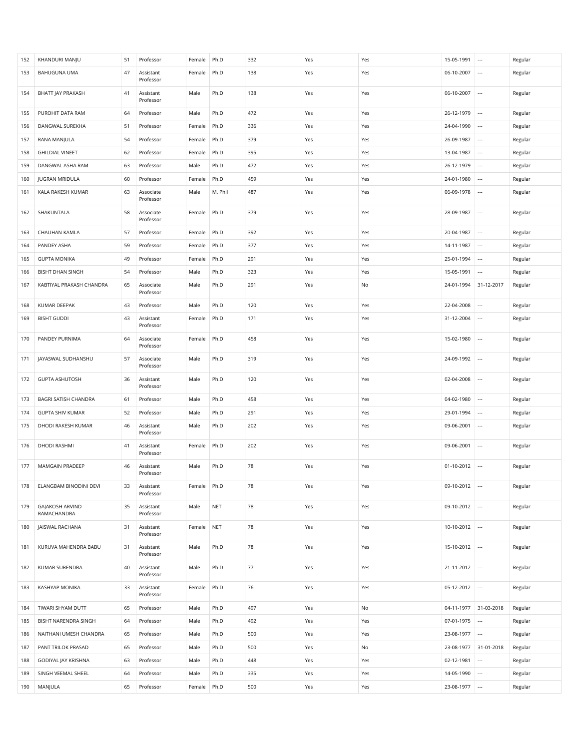| 152 | KHANDURI MANJU | 51 | Professor | Female | Ph.D | 332 | Yes | Yes | 15-05-1991 | --- | Regular |
|---|---|---|---|---|---|---|---|---|---|---|---|
| 153 | BAHUGUNA UMA | 47 | Assistant Professor | Female | Ph.D | 138 | Yes | Yes | 06-10-2007 | --- | Regular |
| 154 | BHATT JAY PRAKASH | 41 | Assistant Professor | Male | Ph.D | 138 | Yes | Yes | 06-10-2007 | --- | Regular |
| 155 | PUROHIT DATA RAM | 64 | Professor | Male | Ph.D | 472 | Yes | Yes | 26-12-1979 | --- | Regular |
| 156 | DANGWAL SUREKHA | 51 | Professor | Female | Ph.D | 336 | Yes | Yes | 24-04-1990 | --- | Regular |
| 157 | RANA MANJULA | 54 | Professor | Female | Ph.D | 379 | Yes | Yes | 26-09-1987 | --- | Regular |
| 158 | GHILDIAL VINEET | 62 | Professor | Female | Ph.D | 395 | Yes | Yes | 13-04-1987 | --- | Regular |
| 159 | DANGWAL ASHA RAM | 63 | Professor | Male | Ph.D | 472 | Yes | Yes | 26-12-1979 | --- | Regular |
| 160 | JUGRAN MRIDULA | 60 | Professor | Female | Ph.D | 459 | Yes | Yes | 24-01-1980 | --- | Regular |
| 161 | KALA RAKESH KUMAR | 63 | Associate Professor | Male | M. Phil | 487 | Yes | Yes | 06-09-1978 | --- | Regular |
| 162 | SHAKUNTALA | 58 | Associate Professor | Female | Ph.D | 379 | Yes | Yes | 28-09-1987 | --- | Regular |
| 163 | CHAUHAN KAMLA | 57 | Professor | Female | Ph.D | 392 | Yes | Yes | 20-04-1987 | --- | Regular |
| 164 | PANDEY ASHA | 59 | Professor | Female | Ph.D | 377 | Yes | Yes | 14-11-1987 | --- | Regular |
| 165 | GUPTA MONIKA | 49 | Professor | Female | Ph.D | 291 | Yes | Yes | 25-01-1994 | --- | Regular |
| 166 | BISHT DHAN SINGH | 54 | Professor | Male | Ph.D | 323 | Yes | Yes | 15-05-1991 | --- | Regular |
| 167 | KABTIYAL PRAKASH CHANDRA | 65 | Associate Professor | Male | Ph.D | 291 | Yes | No | 24-01-1994 | 31-12-2017 | Regular |
| 168 | KUMAR DEEPAK | 43 | Professor | Male | Ph.D | 120 | Yes | Yes | 22-04-2008 | --- | Regular |
| 169 | BISHT GUDDI | 43 | Assistant Professor | Female | Ph.D | 171 | Yes | Yes | 31-12-2004 | --- | Regular |
| 170 | PANDEY PURNIMA | 64 | Associate Professor | Female | Ph.D | 458 | Yes | Yes | 15-02-1980 | --- | Regular |
| 171 | JAYASWAL SUDHANSHU | 57 | Associate Professor | Male | Ph.D | 319 | Yes | Yes | 24-09-1992 | --- | Regular |
| 172 | GUPTA ASHUTOSH | 36 | Assistant Professor | Male | Ph.D | 120 | Yes | Yes | 02-04-2008 | --- | Regular |
| 173 | BAGRI SATISH CHANDRA | 61 | Professor | Male | Ph.D | 458 | Yes | Yes | 04-02-1980 | --- | Regular |
| 174 | GUPTA SHIV KUMAR | 52 | Professor | Male | Ph.D | 291 | Yes | Yes | 29-01-1994 | --- | Regular |
| 175 | DHODI RAKESH KUMAR | 46 | Assistant Professor | Male | Ph.D | 202 | Yes | Yes | 09-06-2001 | --- | Regular |
| 176 | DHODI RASHMI | 41 | Assistant Professor | Female | Ph.D | 202 | Yes | Yes | 09-06-2001 | --- | Regular |
| 177 | MAMGAIN PRADEEP | 46 | Assistant Professor | Male | Ph.D | 78 | Yes | Yes | 01-10-2012 | --- | Regular |
| 178 | ELANGBAM BINODINI DEVI | 33 | Assistant Professor | Female | Ph.D | 78 | Yes | Yes | 09-10-2012 | --- | Regular |
| 179 | GAJAKOSH ARVIND RAMACHANDRA | 35 | Assistant Professor | Male | NET | 78 | Yes | Yes | 09-10-2012 | --- | Regular |
| 180 | JAISWAL RACHANA | 31 | Assistant Professor | Female | NET | 78 | Yes | Yes | 10-10-2012 | --- | Regular |
| 181 | KURUVA MAHENDRA BABU | 31 | Assistant Professor | Male | Ph.D | 78 | Yes | Yes | 15-10-2012 | --- | Regular |
| 182 | KUMAR SURENDRA | 40 | Assistant Professor | Male | Ph.D | 77 | Yes | Yes | 21-11-2012 | --- | Regular |
| 183 | KASHYAP MONIKA | 33 | Assistant Professor | Female | Ph.D | 76 | Yes | Yes | 05-12-2012 | --- | Regular |
| 184 | TIWARI SHYAM DUTT | 65 | Professor | Male | Ph.D | 497 | Yes | No | 04-11-1977 | 31-03-2018 | Regular |
| 185 | BISHT NARENDRA SINGH | 64 | Professor | Male | Ph.D | 492 | Yes | Yes | 07-01-1975 | --- | Regular |
| 186 | NAITHANI UMESH CHANDRA | 65 | Professor | Male | Ph.D | 500 | Yes | Yes | 23-08-1977 | --- | Regular |
| 187 | PANT TRILOK PRASAD | 65 | Professor | Male | Ph.D | 500 | Yes | No | 23-08-1977 | 31-01-2018 | Regular |
| 188 | GODIYAL JAY KRISHNA | 63 | Professor | Male | Ph.D | 448 | Yes | Yes | 02-12-1981 | --- | Regular |
| 189 | SINGH VEEMAL SHEEL | 64 | Professor | Male | Ph.D | 335 | Yes | Yes | 14-05-1990 | --- | Regular |
| 190 | MANJULA | 65 | Professor | Female | Ph.D | 500 | Yes | Yes | 23-08-1977 | --- | Regular |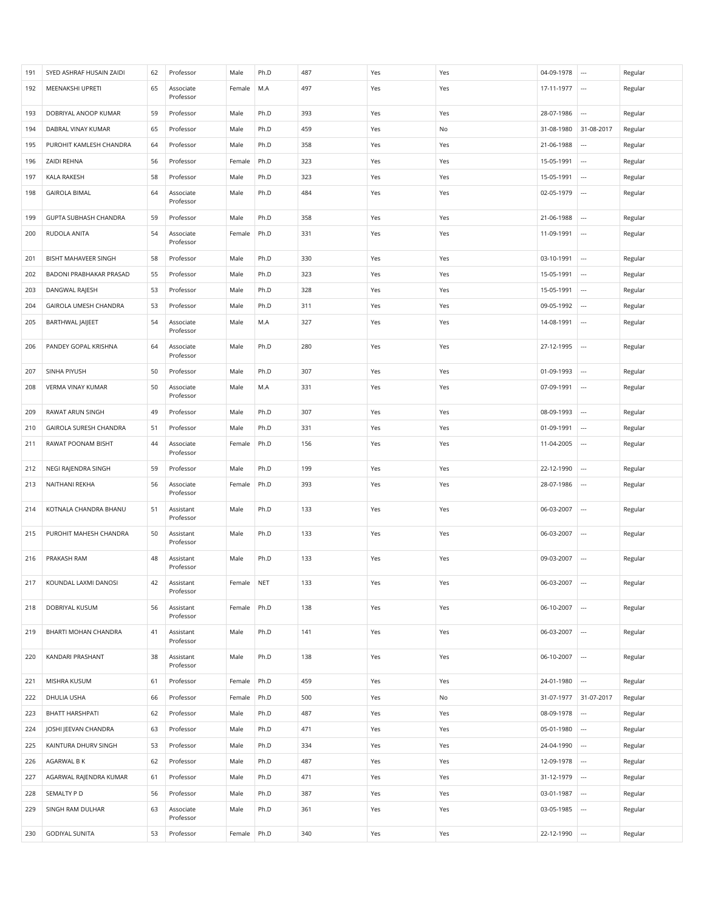| | | | | | | | | | | | |
|---|---|---|---|---|---|---|---|---|---|---|---|
| 191 | SYED ASHRAF HUSAIN ZAIDI | 62 | Professor | Male | Ph.D | 487 | Yes | Yes | 04-09-1978 | --- | Regular |
| 192 | MEENAKSHI UPRETI | 65 | Associate Professor | Female | M.A | 497 | Yes | Yes | 17-11-1977 | --- | Regular |
| 193 | DOBRIYAL ANOOP KUMAR | 59 | Professor | Male | Ph.D | 393 | Yes | Yes | 28-07-1986 | --- | Regular |
| 194 | DABRAL VINAY KUMAR | 65 | Professor | Male | Ph.D | 459 | Yes | No | 31-08-1980 | 31-08-2017 | Regular |
| 195 | PUROHIT KAMLESH CHANDRA | 64 | Professor | Male | Ph.D | 358 | Yes | Yes | 21-06-1988 | --- | Regular |
| 196 | ZAIDI REHNA | 56 | Professor | Female | Ph.D | 323 | Yes | Yes | 15-05-1991 | --- | Regular |
| 197 | KALA RAKESH | 58 | Professor | Male | Ph.D | 323 | Yes | Yes | 15-05-1991 | --- | Regular |
| 198 | GAIROLA BIMAL | 64 | Associate Professor | Male | Ph.D | 484 | Yes | Yes | 02-05-1979 | --- | Regular |
| 199 | GUPTA SUBHASH CHANDRA | 59 | Professor | Male | Ph.D | 358 | Yes | Yes | 21-06-1988 | --- | Regular |
| 200 | RUDOLA ANITA | 54 | Associate Professor | Female | Ph.D | 331 | Yes | Yes | 11-09-1991 | --- | Regular |
| 201 | BISHT MAHAVEER SINGH | 58 | Professor | Male | Ph.D | 330 | Yes | Yes | 03-10-1991 | --- | Regular |
| 202 | BADONI PRABHAKAR PRASAD | 55 | Professor | Male | Ph.D | 323 | Yes | Yes | 15-05-1991 | --- | Regular |
| 203 | DANGWAL RAJESH | 53 | Professor | Male | Ph.D | 328 | Yes | Yes | 15-05-1991 | --- | Regular |
| 204 | GAIROLA UMESH CHANDRA | 53 | Professor | Male | Ph.D | 311 | Yes | Yes | 09-05-1992 | --- | Regular |
| 205 | BARTHWAL JAIJEET | 54 | Associate Professor | Male | M.A | 327 | Yes | Yes | 14-08-1991 | --- | Regular |
| 206 | PANDEY GOPAL KRISHNA | 64 | Associate Professor | Male | Ph.D | 280 | Yes | Yes | 27-12-1995 | --- | Regular |
| 207 | SINHA PIYUSH | 50 | Professor | Male | Ph.D | 307 | Yes | Yes | 01-09-1993 | --- | Regular |
| 208 | VERMA VINAY KUMAR | 50 | Associate Professor | Male | M.A | 331 | Yes | Yes | 07-09-1991 | --- | Regular |
| 209 | RAWAT ARUN SINGH | 49 | Professor | Male | Ph.D | 307 | Yes | Yes | 08-09-1993 | --- | Regular |
| 210 | GAIROLA SURESH CHANDRA | 51 | Professor | Male | Ph.D | 331 | Yes | Yes | 01-09-1991 | --- | Regular |
| 211 | RAWAT POONAM BISHT | 44 | Associate Professor | Female | Ph.D | 156 | Yes | Yes | 11-04-2005 | --- | Regular |
| 212 | NEGI RAJENDRA SINGH | 59 | Professor | Male | Ph.D | 199 | Yes | Yes | 22-12-1990 | --- | Regular |
| 213 | NAITHANI REKHA | 56 | Associate Professor | Female | Ph.D | 393 | Yes | Yes | 28-07-1986 | --- | Regular |
| 214 | KOTNALA CHANDRA BHANU | 51 | Assistant Professor | Male | Ph.D | 133 | Yes | Yes | 06-03-2007 | --- | Regular |
| 215 | PUROHIT MAHESH CHANDRA | 50 | Assistant Professor | Male | Ph.D | 133 | Yes | Yes | 06-03-2007 | --- | Regular |
| 216 | PRAKASH RAM | 48 | Assistant Professor | Male | Ph.D | 133 | Yes | Yes | 09-03-2007 | --- | Regular |
| 217 | KOUNDAL LAXMI DANOSI | 42 | Assistant Professor | Female | NET | 133 | Yes | Yes | 06-03-2007 | --- | Regular |
| 218 | DOBRIYAL KUSUM | 56 | Assistant Professor | Female | Ph.D | 138 | Yes | Yes | 06-10-2007 | --- | Regular |
| 219 | BHARTI MOHAN CHANDRA | 41 | Assistant Professor | Male | Ph.D | 141 | Yes | Yes | 06-03-2007 | --- | Regular |
| 220 | KANDARI PRASHANT | 38 | Assistant Professor | Male | Ph.D | 138 | Yes | Yes | 06-10-2007 | --- | Regular |
| 221 | MISHRA KUSUM | 61 | Professor | Female | Ph.D | 459 | Yes | Yes | 24-01-1980 | --- | Regular |
| 222 | DHULIA USHA | 66 | Professor | Female | Ph.D | 500 | Yes | No | 31-07-1977 | 31-07-2017 | Regular |
| 223 | BHATT HARSHPATI | 62 | Professor | Male | Ph.D | 487 | Yes | Yes | 08-09-1978 | --- | Regular |
| 224 | JOSHI JEEVAN CHANDRA | 63 | Professor | Male | Ph.D | 471 | Yes | Yes | 05-01-1980 | --- | Regular |
| 225 | KAINTURA DHURV SINGH | 53 | Professor | Male | Ph.D | 334 | Yes | Yes | 24-04-1990 | --- | Regular |
| 226 | AGARWAL B K | 62 | Professor | Male | Ph.D | 487 | Yes | Yes | 12-09-1978 | --- | Regular |
| 227 | AGARWAL RAJENDRA KUMAR | 61 | Professor | Male | Ph.D | 471 | Yes | Yes | 31-12-1979 | --- | Regular |
| 228 | SEMALTY P D | 56 | Professor | Male | Ph.D | 387 | Yes | Yes | 03-01-1987 | --- | Regular |
| 229 | SINGH RAM DULHAR | 63 | Associate Professor | Male | Ph.D | 361 | Yes | Yes | 03-05-1985 | --- | Regular |
| 230 | GODIYAL SUNITA | 53 | Professor | Female | Ph.D | 340 | Yes | Yes | 22-12-1990 | --- | Regular |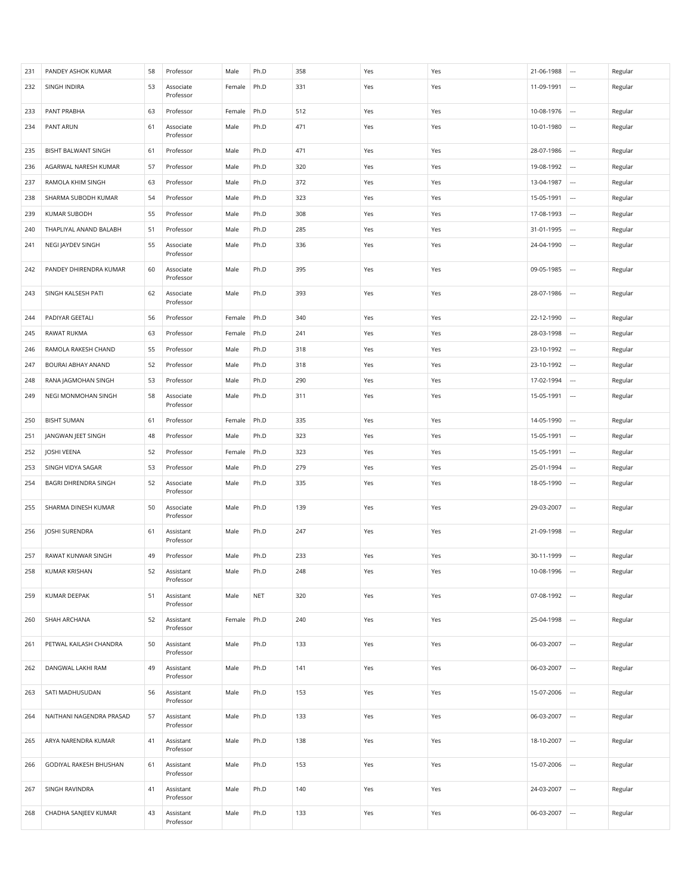| | | | | | | | | | | | |
|---|---|---|---|---|---|---|---|---|---|---|---|
| 231 | PANDEY ASHOK KUMAR | 58 | Professor | Male | Ph.D | 358 | Yes | Yes | 21-06-1988 | --- | Regular |
| 232 | SINGH INDIRA | 53 | Associate Professor | Female | Ph.D | 331 | Yes | Yes | 11-09-1991 | --- | Regular |
| 233 | PANT PRABHA | 63 | Professor | Female | Ph.D | 512 | Yes | Yes | 10-08-1976 | --- | Regular |
| 234 | PANT ARUN | 61 | Associate Professor | Male | Ph.D | 471 | Yes | Yes | 10-01-1980 | --- | Regular |
| 235 | BISHT BALWANT SINGH | 61 | Professor | Male | Ph.D | 471 | Yes | Yes | 28-07-1986 | --- | Regular |
| 236 | AGARWAL NARESH KUMAR | 57 | Professor | Male | Ph.D | 320 | Yes | Yes | 19-08-1992 | --- | Regular |
| 237 | RAMOLA KHIM SINGH | 63 | Professor | Male | Ph.D | 372 | Yes | Yes | 13-04-1987 | --- | Regular |
| 238 | SHARMA SUBODH KUMAR | 54 | Professor | Male | Ph.D | 323 | Yes | Yes | 15-05-1991 | --- | Regular |
| 239 | KUMAR SUBODH | 55 | Professor | Male | Ph.D | 308 | Yes | Yes | 17-08-1993 | --- | Regular |
| 240 | THAPLIYAL ANAND BALABH | 51 | Professor | Male | Ph.D | 285 | Yes | Yes | 31-01-1995 | --- | Regular |
| 241 | NEGI JAYDEV SINGH | 55 | Associate Professor | Male | Ph.D | 336 | Yes | Yes | 24-04-1990 | --- | Regular |
| 242 | PANDEY DHIRENDRA KUMAR | 60 | Associate Professor | Male | Ph.D | 395 | Yes | Yes | 09-05-1985 | --- | Regular |
| 243 | SINGH KALSESH PATI | 62 | Associate Professor | Male | Ph.D | 393 | Yes | Yes | 28-07-1986 | --- | Regular |
| 244 | PADIYAR GEETALI | 56 | Professor | Female | Ph.D | 340 | Yes | Yes | 22-12-1990 | --- | Regular |
| 245 | RAWAT RUKMA | 63 | Professor | Female | Ph.D | 241 | Yes | Yes | 28-03-1998 | --- | Regular |
| 246 | RAMOLA RAKESH CHAND | 55 | Professor | Male | Ph.D | 318 | Yes | Yes | 23-10-1992 | --- | Regular |
| 247 | BOURAI ABHAY ANAND | 52 | Professor | Male | Ph.D | 318 | Yes | Yes | 23-10-1992 | --- | Regular |
| 248 | RANA JAGMOHAN SINGH | 53 | Professor | Male | Ph.D | 290 | Yes | Yes | 17-02-1994 | --- | Regular |
| 249 | NEGI MONMOHAN SINGH | 58 | Associate Professor | Male | Ph.D | 311 | Yes | Yes | 15-05-1991 | --- | Regular |
| 250 | BISHT SUMAN | 61 | Professor | Female | Ph.D | 335 | Yes | Yes | 14-05-1990 | --- | Regular |
| 251 | JANGWAN JEET SINGH | 48 | Professor | Male | Ph.D | 323 | Yes | Yes | 15-05-1991 | --- | Regular |
| 252 | JOSHI VEENA | 52 | Professor | Female | Ph.D | 323 | Yes | Yes | 15-05-1991 | --- | Regular |
| 253 | SINGH VIDYA SAGAR | 53 | Professor | Male | Ph.D | 279 | Yes | Yes | 25-01-1994 | --- | Regular |
| 254 | BAGRI DHRENDRA SINGH | 52 | Associate Professor | Male | Ph.D | 335 | Yes | Yes | 18-05-1990 | --- | Regular |
| 255 | SHARMA DINESH KUMAR | 50 | Associate Professor | Male | Ph.D | 139 | Yes | Yes | 29-03-2007 | --- | Regular |
| 256 | JOSHI SURENDRA | 61 | Assistant Professor | Male | Ph.D | 247 | Yes | Yes | 21-09-1998 | --- | Regular |
| 257 | RAWAT KUNWAR SINGH | 49 | Professor | Male | Ph.D | 233 | Yes | Yes | 30-11-1999 | --- | Regular |
| 258 | KUMAR KRISHAN | 52 | Assistant Professor | Male | Ph.D | 248 | Yes | Yes | 10-08-1996 | --- | Regular |
| 259 | KUMAR DEEPAK | 51 | Assistant Professor | Male | NET | 320 | Yes | Yes | 07-08-1992 | --- | Regular |
| 260 | SHAH ARCHANA | 52 | Assistant Professor | Female | Ph.D | 240 | Yes | Yes | 25-04-1998 | --- | Regular |
| 261 | PETWAL KAILASH CHANDRA | 50 | Assistant Professor | Male | Ph.D | 133 | Yes | Yes | 06-03-2007 | --- | Regular |
| 262 | DANGWAL LAKHI RAM | 49 | Assistant Professor | Male | Ph.D | 141 | Yes | Yes | 06-03-2007 | --- | Regular |
| 263 | SATI MADHUSUDAN | 56 | Assistant Professor | Male | Ph.D | 153 | Yes | Yes | 15-07-2006 | --- | Regular |
| 264 | NAITHANI NAGENDRA PRASAD | 57 | Assistant Professor | Male | Ph.D | 133 | Yes | Yes | 06-03-2007 | --- | Regular |
| 265 | ARYA NARENDRA KUMAR | 41 | Assistant Professor | Male | Ph.D | 138 | Yes | Yes | 18-10-2007 | --- | Regular |
| 266 | GODIYAL RAKESH BHUSHAN | 61 | Assistant Professor | Male | Ph.D | 153 | Yes | Yes | 15-07-2006 | --- | Regular |
| 267 | SINGH RAVINDRA | 41 | Assistant Professor | Male | Ph.D | 140 | Yes | Yes | 24-03-2007 | --- | Regular |
| 268 | CHADHA SANJEEV KUMAR | 43 | Assistant Professor | Male | Ph.D | 133 | Yes | Yes | 06-03-2007 | --- | Regular |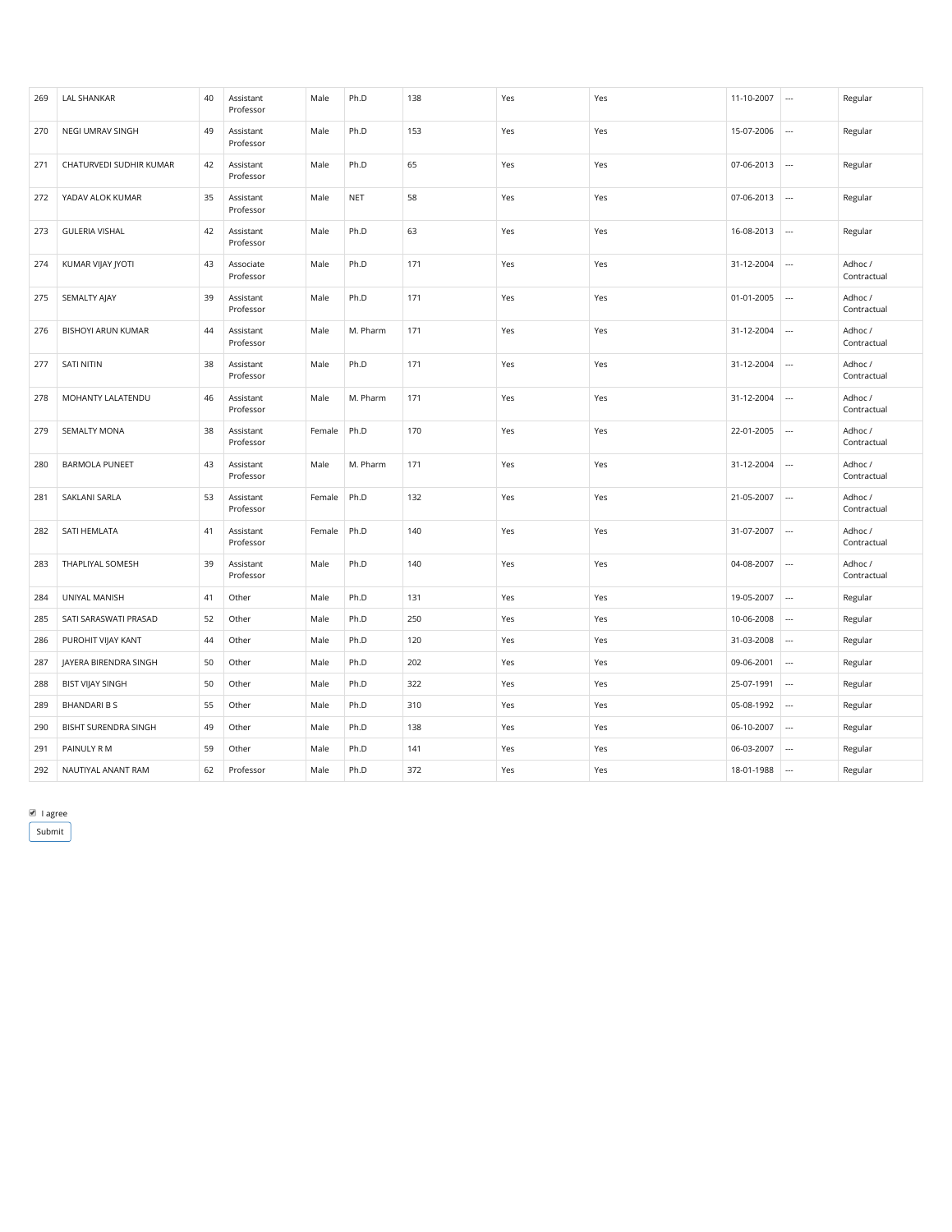| | | | | | | | | | | | |
|---|---|---|---|---|---|---|---|---|---|---|---|
| 269 | LAL SHANKAR | 40 | Assistant Professor | Male | Ph.D | 138 | Yes | Yes | 11-10-2007 | --- | Regular |
| 270 | NEGI UMRAV SINGH | 49 | Assistant Professor | Male | Ph.D | 153 | Yes | Yes | 15-07-2006 | --- | Regular |
| 271 | CHATURVEDI SUDHIR KUMAR | 42 | Assistant Professor | Male | Ph.D | 65 | Yes | Yes | 07-06-2013 | --- | Regular |
| 272 | YADAV ALOK KUMAR | 35 | Assistant Professor | Male | NET | 58 | Yes | Yes | 07-06-2013 | --- | Regular |
| 273 | GULERIA VISHAL | 42 | Assistant Professor | Male | Ph.D | 63 | Yes | Yes | 16-08-2013 | --- | Regular |
| 274 | KUMAR VIJAY JYOTI | 43 | Associate Professor | Male | Ph.D | 171 | Yes | Yes | 31-12-2004 | --- | Adhoc / Contractual |
| 275 | SEMALTY AJAY | 39 | Assistant Professor | Male | Ph.D | 171 | Yes | Yes | 01-01-2005 | --- | Adhoc / Contractual |
| 276 | BISHOYI ARUN KUMAR | 44 | Assistant Professor | Male | M. Pharm | 171 | Yes | Yes | 31-12-2004 | --- | Adhoc / Contractual |
| 277 | SATI NITIN | 38 | Assistant Professor | Male | Ph.D | 171 | Yes | Yes | 31-12-2004 | --- | Adhoc / Contractual |
| 278 | MOHANTY LALATENDU | 46 | Assistant Professor | Male | M. Pharm | 171 | Yes | Yes | 31-12-2004 | --- | Adhoc / Contractual |
| 279 | SEMALTY MONA | 38 | Assistant Professor | Female | Ph.D | 170 | Yes | Yes | 22-01-2005 | --- | Adhoc / Contractual |
| 280 | BARMOLA PUNEET | 43 | Assistant Professor | Male | M. Pharm | 171 | Yes | Yes | 31-12-2004 | --- | Adhoc / Contractual |
| 281 | SAKLANI SARLA | 53 | Assistant Professor | Female | Ph.D | 132 | Yes | Yes | 21-05-2007 | --- | Adhoc / Contractual |
| 282 | SATI HEMLATA | 41 | Assistant Professor | Female | Ph.D | 140 | Yes | Yes | 31-07-2007 | --- | Adhoc / Contractual |
| 283 | THAPLIYAL SOMESH | 39 | Assistant Professor | Male | Ph.D | 140 | Yes | Yes | 04-08-2007 | --- | Adhoc / Contractual |
| 284 | UNIYAL MANISH | 41 | Other | Male | Ph.D | 131 | Yes | Yes | 19-05-2007 | --- | Regular |
| 285 | SATI SARASWATI PRASAD | 52 | Other | Male | Ph.D | 250 | Yes | Yes | 10-06-2008 | --- | Regular |
| 286 | PUROHIT VIJAY KANT | 44 | Other | Male | Ph.D | 120 | Yes | Yes | 31-03-2008 | --- | Regular |
| 287 | JAYERA BIRENDRA SINGH | 50 | Other | Male | Ph.D | 202 | Yes | Yes | 09-06-2001 | --- | Regular |
| 288 | BIST VIJAY SINGH | 50 | Other | Male | Ph.D | 322 | Yes | Yes | 25-07-1991 | --- | Regular |
| 289 | BHANDARI B S | 55 | Other | Male | Ph.D | 310 | Yes | Yes | 05-08-1992 | --- | Regular |
| 290 | BISHT SURENDRA SINGH | 49 | Other | Male | Ph.D | 138 | Yes | Yes | 06-10-2007 | --- | Regular |
| 291 | PAINULY R M | 59 | Other | Male | Ph.D | 141 | Yes | Yes | 06-03-2007 | --- | Regular |
| 292 | NAUTIYAL ANANT RAM | 62 | Professor | Male | Ph.D | 372 | Yes | Yes | 18-01-1988 | --- | Regular |

I agree

Submit